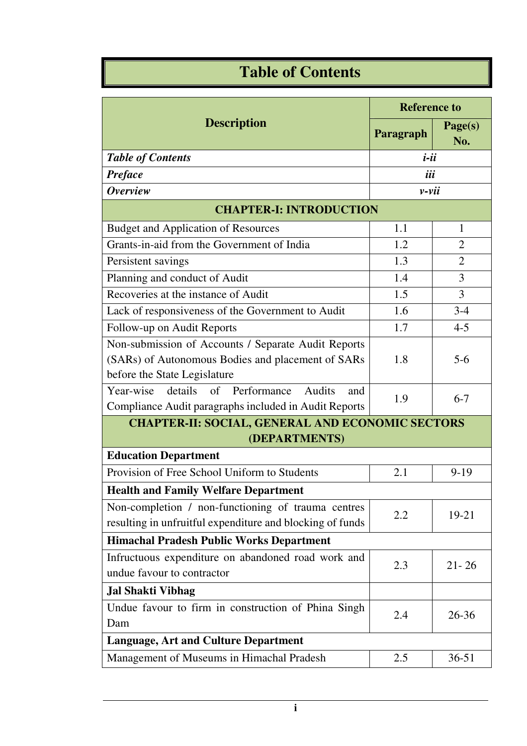# Table of Contents

| Description | Reference to | |
|---|---|---|
| | Paragraph | Page(s) No. |
| ***Table of Contents*** | ***i-ii*** | |
| ***Preface*** | ***iii*** | |
| ***Overview*** | ***v-vii*** | |
| **CHAPTER-I: INTRODUCTION** | | |
| Budget and Application of Resources | 1.1 | 1 |
| Grants-in-aid from the Government of India | 1.2 | 2 |
| Persistent savings | 1.3 | 2 |
| Planning and conduct of Audit | 1.4 | 3 |
| Recoveries at the instance of Audit | 1.5 | 3 |
| Lack of responsiveness of the Government to Audit | 1.6 | 3-4 |
| Follow-up on Audit Reports | 1.7 | 4-5 |
| Non-submission of Accounts / Separate Audit Reports (SARs) of Autonomous Bodies and placement of SARs before the State Legislature | 1.8 | 5-6 |
| Year-wise details of Performance Audits and Compliance Audit paragraphs included in Audit Reports | 1.9 | 6-7 |
| **CHAPTER-II: SOCIAL, GENERAL AND ECONOMIC SECTORS (DEPARTMENTS)** | | |
| **Education Department** | | |
| Provision of Free School Uniform to Students | 2.1 | 9-19 |
| **Health and Family Welfare Department** | | |
| Non-completion / non-functioning of trauma centres resulting in unfruitful expenditure and blocking of funds | 2.2 | 19-21 |
| **Himachal Pradesh Public Works Department** | | |
| Infructuous expenditure on abandoned road work and undue favour to contractor | 2.3 | 21- 26 |
| **Jal Shakti Vibhag** | | |
| Undue favour to firm in construction of Phina Singh Dam | 2.4 | 26-36 |
| **Language, Art and Culture Department** | | |
| Management of Museums in Himachal Pradesh | 2.5 | 36-51 |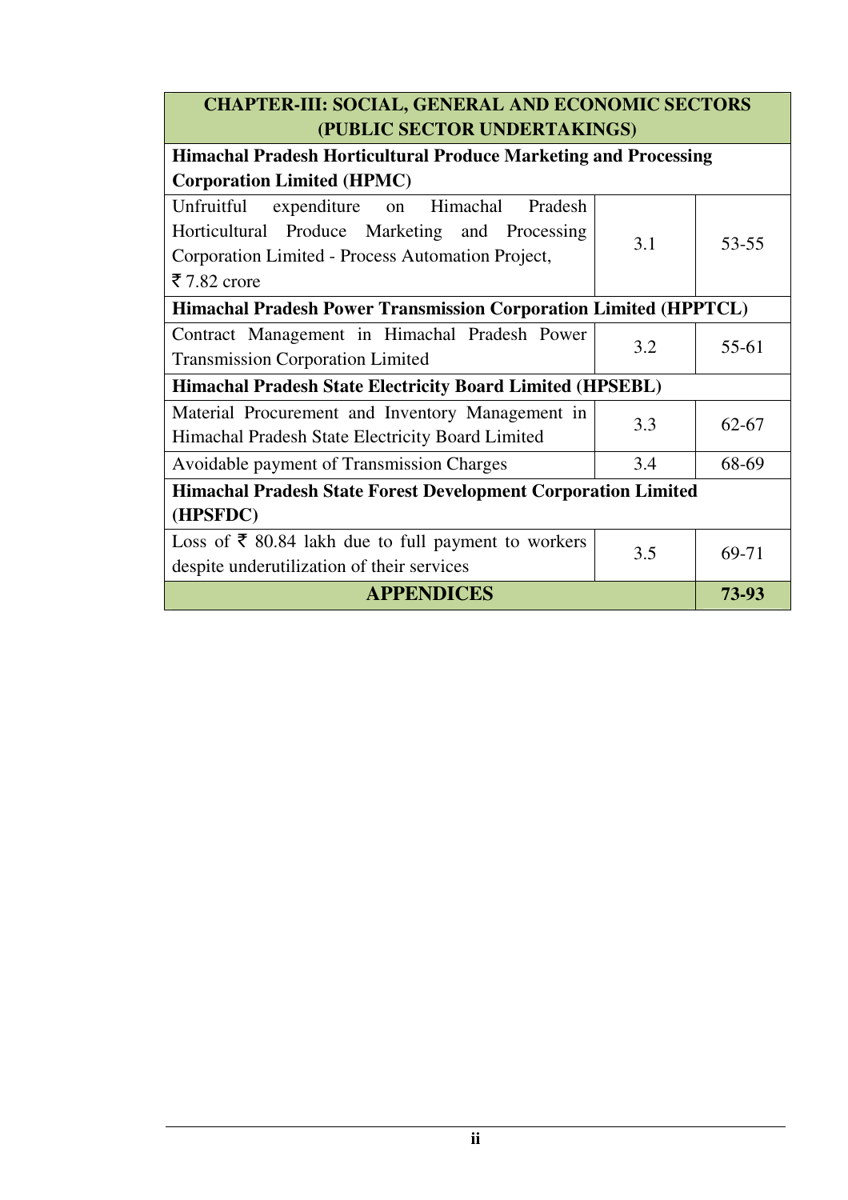| CHAPTER-III: SOCIAL, GENERAL AND ECONOMIC SECTORS (PUBLIC SECTOR UNDERTAKINGS) | | |
|---|---|---|
| **Himachal Pradesh Horticultural Produce Marketing and Processing Corporation Limited (HPMC)** | | |
| Unfruitful expenditure on Himachal Pradesh Horticultural Produce Marketing and Processing Corporation Limited - Process Automation Project, ₹ 7.82 crore | 3.1 | 53-55 |
| **Himachal Pradesh Power Transmission Corporation Limited (HPPTCL)** | | |
| Contract Management in Himachal Pradesh Power Transmission Corporation Limited | 3.2 | 55-61 |
| **Himachal Pradesh State Electricity Board Limited (HPSEBL)** | | |
| Material Procurement and Inventory Management in Himachal Pradesh State Electricity Board Limited | 3.3 | 62-67 |
| Avoidable payment of Transmission Charges | 3.4 | 68-69 |
| **Himachal Pradesh State Forest Development Corporation Limited (HPSFDC)** | | |
| Loss of ₹ 80.84 lakh due to full payment to workers despite underutilization of their services | 3.5 | 69-71 |
| **APPENDICES** | | **73-93** |